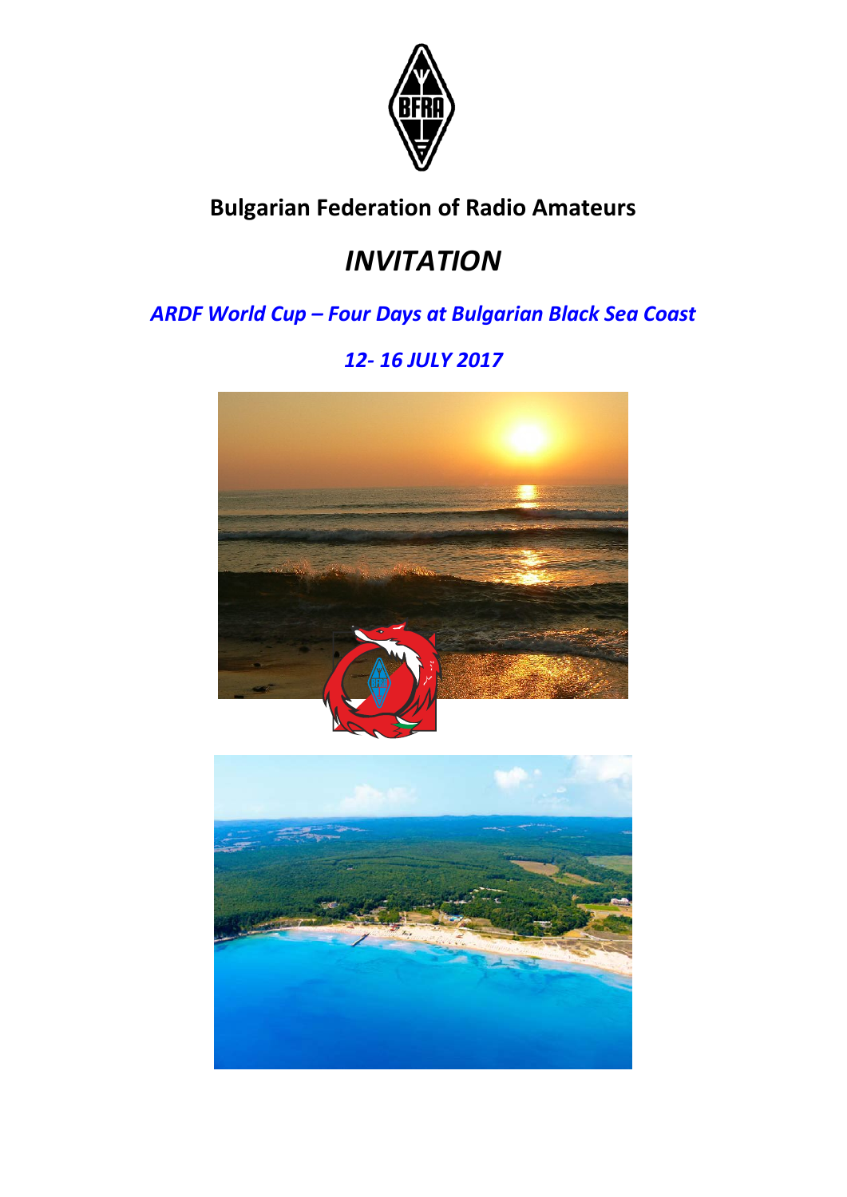**Bulgarian Federation of Radio Amateurs**

# *INVITATION*

## *ARDF World Cup – Four Days at Bulgarian Black Sea Coast*

## *12- 16 JULY 2017*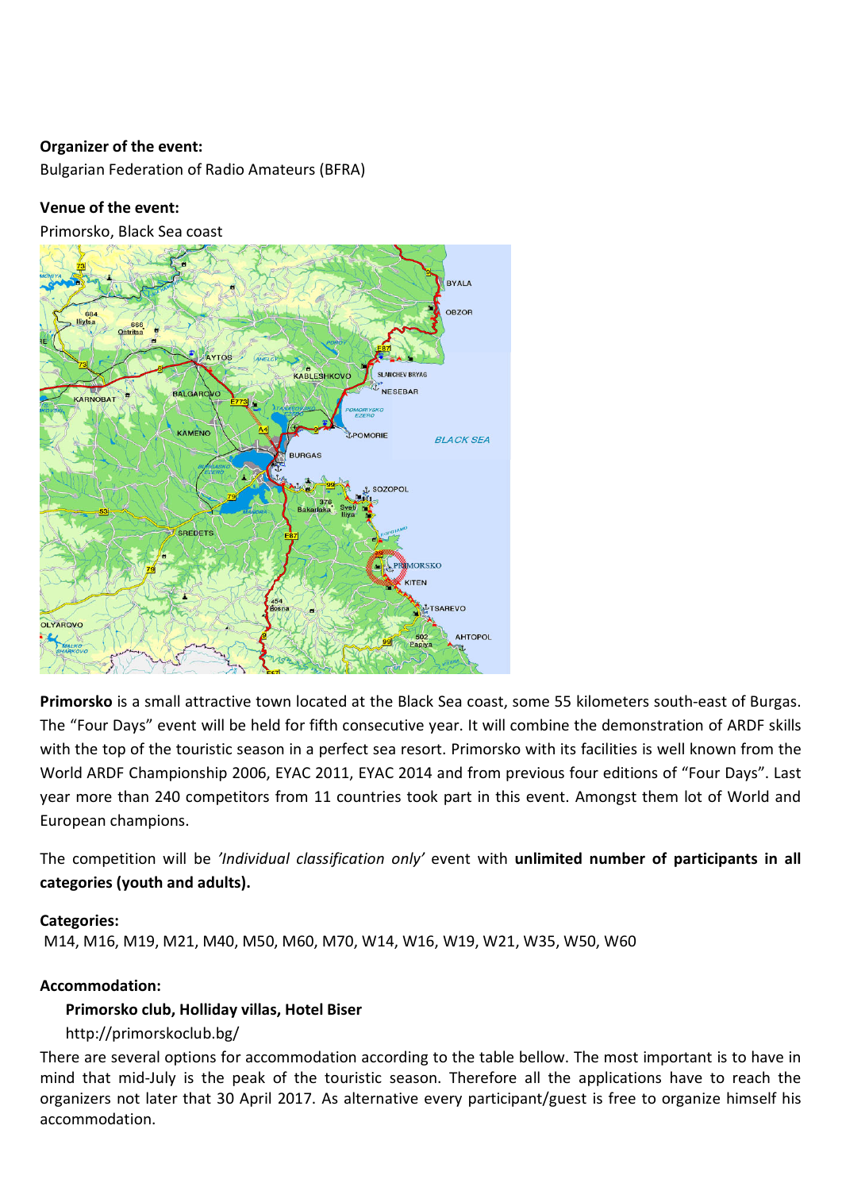**Organizer of the event:**

Bulgarian Federation of Radio Amateurs (BFRA)

**Venue of the event:**

Primorsko, Black Sea coast

**Primorsko** is a small attractive town located at the Black Sea coast, some 55 kilometers south-east of Burgas. The "Four Days" event will be held for fifth consecutive year. It will combine the demonstration of ARDF skills with the top of the touristic season in a perfect sea resort. Primorsko with its facilities is well known from the World ARDF Championship 2006, EYAC 2011, EYAC 2014 and from previous four editions of "Four Days". Last year more than 240 competitors from 11 countries took part in this event. Amongst them lot of World and European champions.

The competition will be *'Individual classification only'* event with **unlimited number of participants in all categories (youth and adults).**

**Categories:**

M14, M16, M19, M21, M40, M50, M60, M70, W14, W16, W19, W21, W35, W50, W60

**Accommodation:**

**Primorsko club, Holliday villas, Hotel Biser**

http://primorskoclub.bg/

There are several options for accommodation according to the table bellow. The most important is to have in mind that mid-July is the peak of the touristic season. Therefore all the applications have to reach the organizers not later that 30 April 2017. As alternative every participant/guest is free to organize himself his accommodation.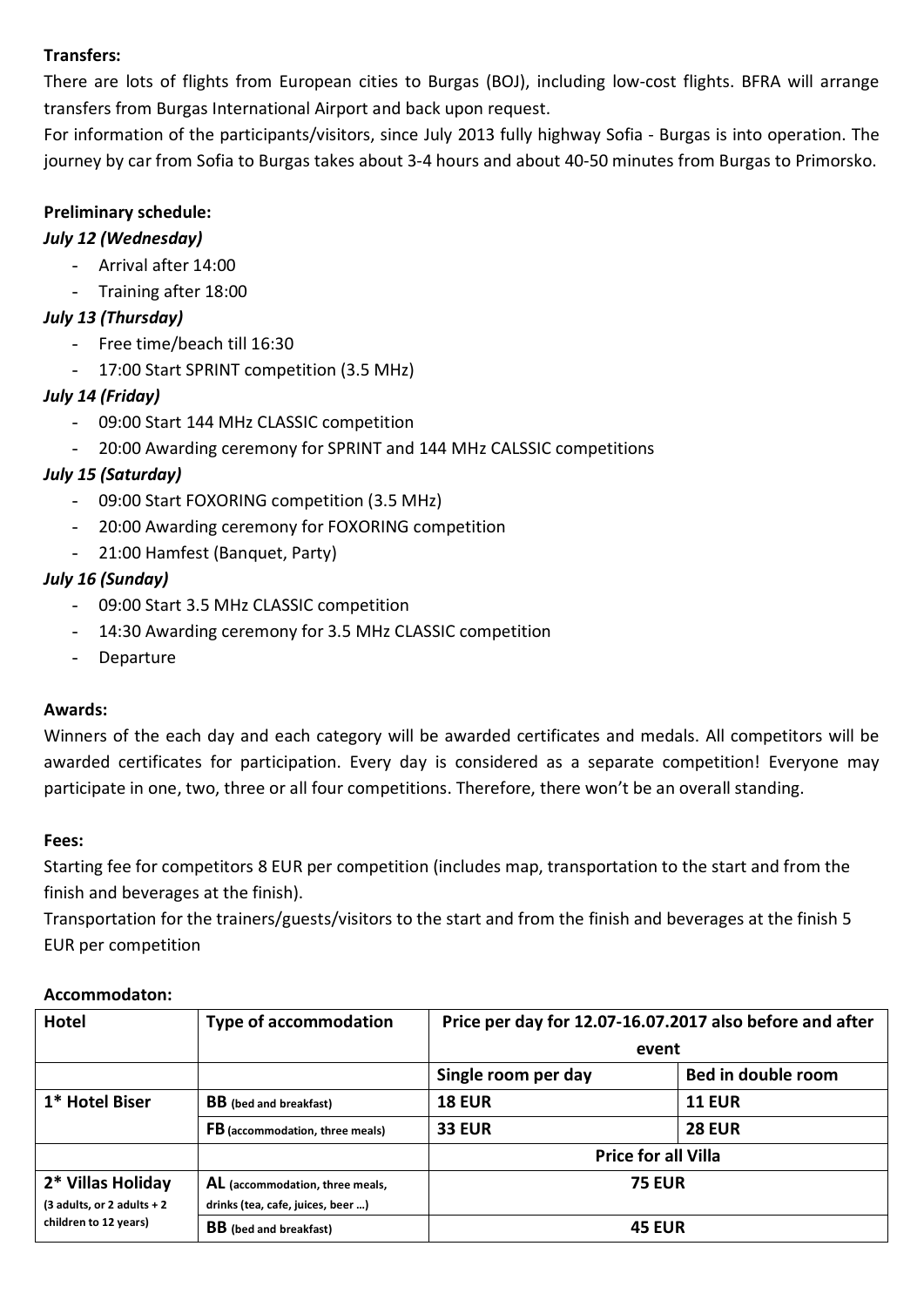**Transfers:**

There are lots of flights from European cities to Burgas (BOJ), including low-cost flights. BFRA will arrange transfers from Burgas International Airport and back upon request.

For information of the participants/visitors, since July 2013 fully highway Sofia - Burgas is into operation. The journey by car from Sofia to Burgas takes about 3-4 hours and about 40-50 minutes from Burgas to Primorsko.

**Preliminary schedule:**

***July 12 (Wednesday)***

- Arrival after 14:00
- Training after 18:00

***July 13 (Thursday)***

- Free time/beach till 16:30
- 17:00 Start SPRINT competition (3.5 MHz)

***July 14 (Friday)***

- 09:00 Start 144 MHz CLASSIC competition
- 20:00 Awarding ceremony for SPRINT and 144 MHz CALSSIC competitions

***July 15 (Saturday)***

- 09:00 Start FOXORING competition (3.5 MHz)
- 20:00 Awarding ceremony for FOXORING competition
- 21:00 Hamfest (Banquet, Party)

***July 16 (Sunday)***

- 09:00 Start 3.5 MHz CLASSIC competition
- 14:30 Awarding ceremony for 3.5 MHz CLASSIC competition
- Departure

**Awards:**

Winners of the each day and each category will be awarded certificates and medals. All competitors will be awarded certificates for participation. Every day is considered as a separate competition! Everyone may participate in one, two, three or all four competitions. Therefore, there won't be an overall standing.

**Fees:**

Starting fee for competitors 8 EUR per competition (includes map, transportation to the start and from the finish and beverages at the finish).

Transportation for the trainers/guests/visitors to the start and from the finish and beverages at the finish 5 EUR per competition

**Accommodaton:**

| Hotel | Type of accommodation | Price per day for 12.07-16.07.2017 also before and after event | |
|---|---|---|---|
| | | Single room per day | Bed in double room |
| 1* Hotel Biser | **BB** (bed and breakfast) | **18 EUR** | **11 EUR** |
| | **FB** (accommodation, three meals) | **33 EUR** | **28 EUR** |
| | | Price for all Villa | |
| 2* Villas Holiday (3 adults, or 2 adults + 2 children to 12 years) | **AL** (accommodation, three meals, drinks (tea, cafe, juices, beer …) | **75 EUR** | |
| | **BB** (bed and breakfast) | **45 EUR** | |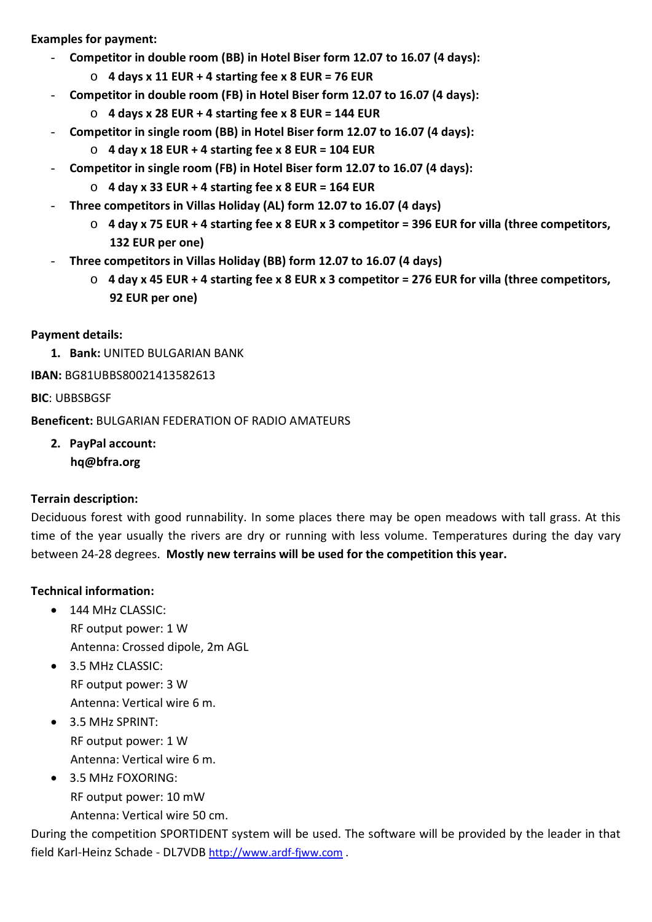**Examples for payment:**

- **Competitor in double room (BB) in Hotel Biser form 12.07 to 16.07 (4 days):**
  - **4 days x 11 EUR + 4 starting fee x 8 EUR = 76 EUR**
- **Competitor in double room (FB) in Hotel Biser form 12.07 to 16.07 (4 days):**
  - **4 days x 28 EUR + 4 starting fee x 8 EUR = 144 EUR**
- **Competitor in single room (BB) in Hotel Biser form 12.07 to 16.07 (4 days):**
  - **4 day x 18 EUR + 4 starting fee x 8 EUR = 104 EUR**
- **Competitor in single room (FB) in Hotel Biser form 12.07 to 16.07 (4 days):**
  - **4 day x 33 EUR + 4 starting fee x 8 EUR = 164 EUR**
- **Three competitors in Villas Holiday (AL) form 12.07 to 16.07 (4 days)**
  - **4 day x 75 EUR + 4 starting fee x 8 EUR x 3 competitor = 396 EUR for villa (three competitors, 132 EUR per one)**
- **Three competitors in Villas Holiday (BB) form 12.07 to 16.07 (4 days)**
  - **4 day x 45 EUR + 4 starting fee x 8 EUR x 3 competitor = 276 EUR for villa (three competitors, 92 EUR per one)**

**Payment details:**

1. **Bank:** UNITED BULGARIAN BANK

**IBAN:** BG81UBBS80021413582613

**BIC**: UBBSBGSF

**Beneficent:** BULGARIAN FEDERATION OF RADIO AMATEURS

2. **PayPal account:**
   **hq@bfra.org**

**Terrain description:**

Deciduous forest with good runnability. In some places there may be open meadows with tall grass. At this time of the year usually the rivers are dry or running with less volume. Temperatures during the day vary between 24-28 degrees. **Mostly new terrains will be used for the competition this year.**

**Technical information:**

- 144 MHz CLASSIC:
  RF output power: 1 W
  Antenna: Crossed dipole, 2m AGL
- 3.5 MHz CLASSIC:
  RF output power: 3 W
  Antenna: Vertical wire 6 m.
- 3.5 MHz SPRINT:
  RF output power: 1 W
  Antenna: Vertical wire 6 m.
- 3.5 MHz FOXORING:
  RF output power: 10 mW
  Antenna: Vertical wire 50 cm.

During the competition SPORTIDENT system will be used. The software will be provided by the leader in that field Karl-Heinz Schade - DL7VDB http://www.ardf-fjww.com .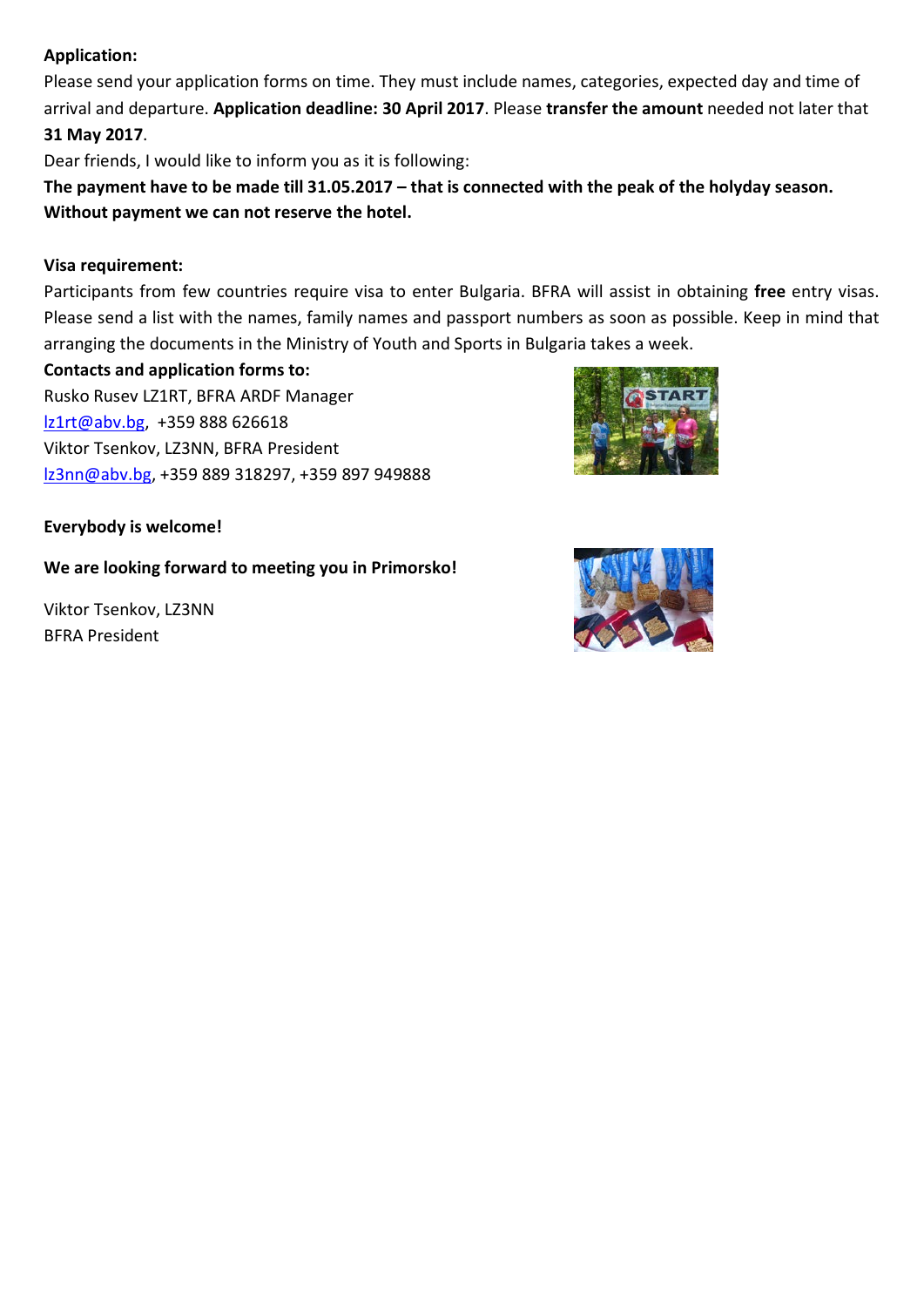**Application:**

Please send your application forms on time. They must include names, categories, expected day and time of arrival and departure. **Application deadline: 30 April 2017**. Please **transfer the amount** needed not later that **31 May 2017**.

Dear friends, I would like to inform you as it is following:

**The payment have to be made till 31.05.2017 – that is connected with the peak of the holyday season. Without payment we can not reserve the hotel.**

**Visa requirement:**

Participants from few countries require visa to enter Bulgaria. BFRA will assist in obtaining **free** entry visas. Please send a list with the names, family names and passport numbers as soon as possible. Keep in mind that arranging the documents in the Ministry of Youth and Sports in Bulgaria takes a week.

**Contacts and application forms to:**

Rusko Rusev LZ1RT, BFRA ARDF Manager
lz1rt@abv.bg, +359 888 626618
Viktor Tsenkov, LZ3NN, BFRA President
lz3nn@abv.bg, +359 889 318297, +359 897 949888

**Everybody is welcome!**

**We are looking forward to meeting you in Primorsko!**

Viktor Tsenkov, LZ3NN
BFRA President